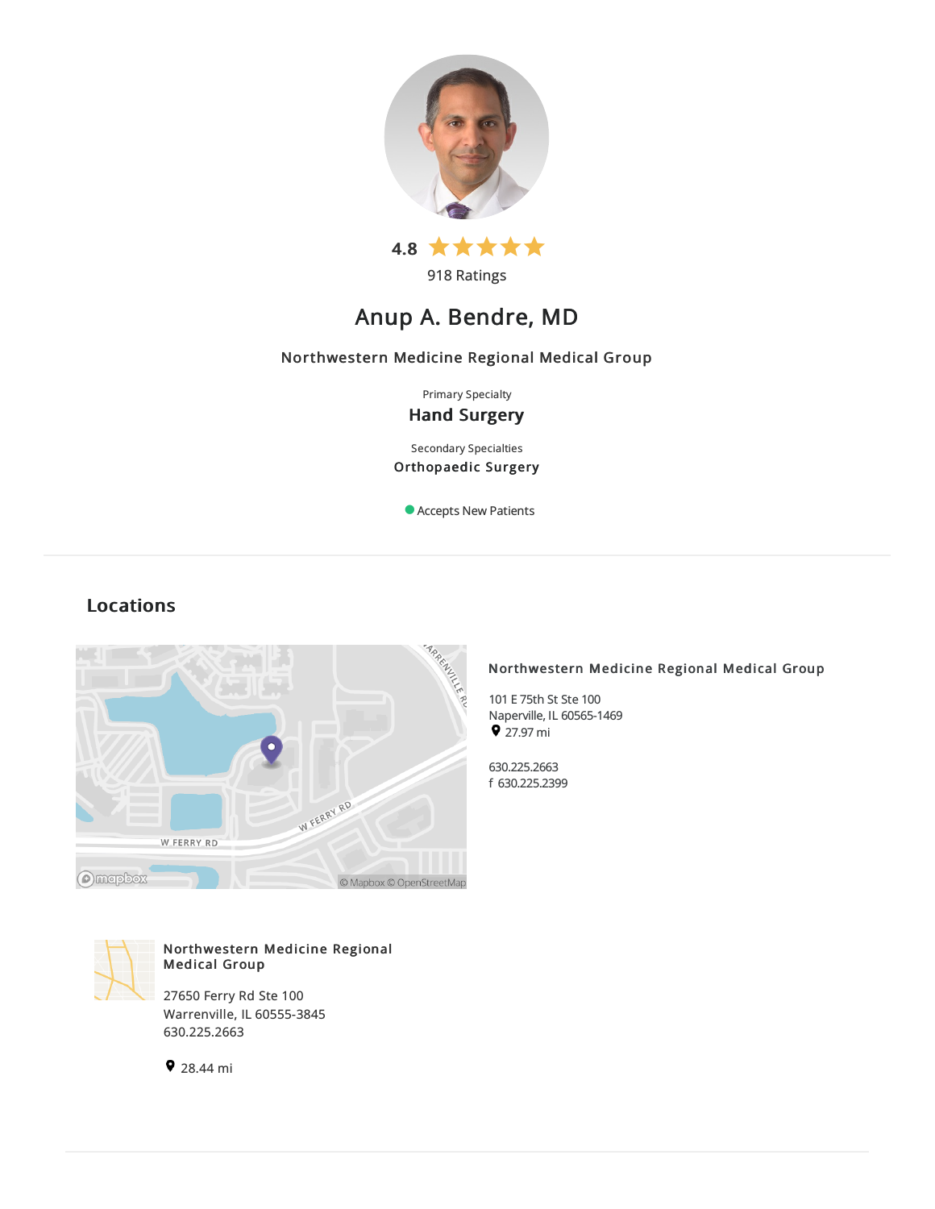4.8 ★★★★★

918 Ratings

# Anup A. Bendre, MD

**Northwestern Medicine Regional Medical Group**

Primary Specialty

**Hand Surgery**

Secondary Specialties

**Orthopaedic Surgery**

Accepts New Patients

## Locations

**Northwestern Medicine Regional Medical Group**

101 E 75th St Ste 100
Naperville, IL 60565-1469
27.97 mi

630.225.2663
f 630.225.2399

**Northwestern Medicine Regional Medical Group**

27650 Ferry Rd Ste 100
Warrenville, IL 60555-3845
630.225.2663

28.44 mi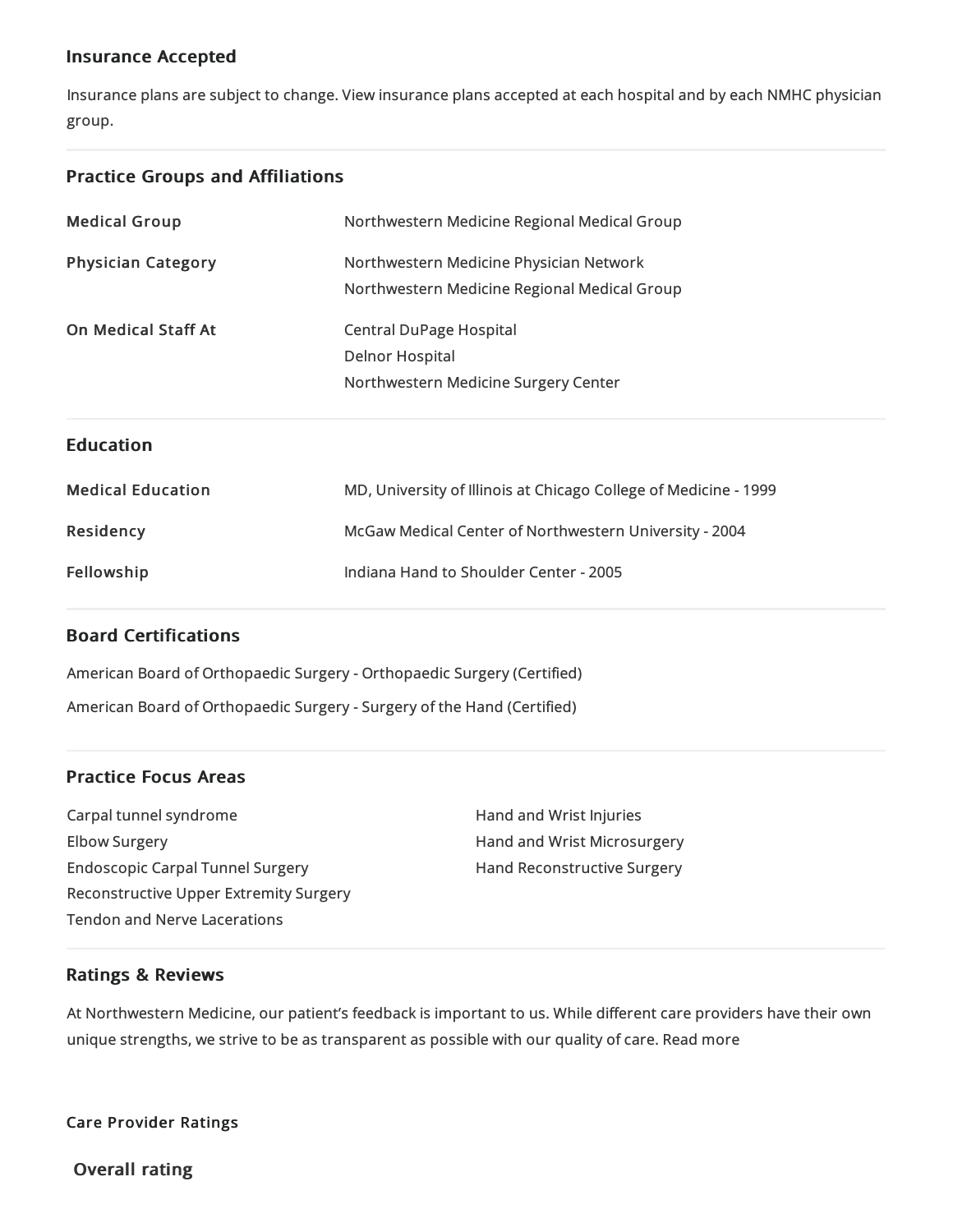## Insurance Accepted

Insurance plans are subject to change. View insurance plans accepted at each hospital and by each NMHC physician group.

## Practice Groups and Affiliations

| | |
|---|---|
| **Medical Group** | Northwestern Medicine Regional Medical Group |
| **Physician Category** | Northwestern Medicine Physician Network<br>Northwestern Medicine Regional Medical Group |
| **On Medical Staff At** | Central DuPage Hospital<br>Delnor Hospital<br>Northwestern Medicine Surgery Center |

## Education

| | |
|---|---|
| **Medical Education** | MD, University of Illinois at Chicago College of Medicine - 1999 |
| **Residency** | McGaw Medical Center of Northwestern University - 2004 |
| **Fellowship** | Indiana Hand to Shoulder Center - 2005 |

## Board Certifications

American Board of Orthopaedic Surgery - Orthopaedic Surgery (Certified)

American Board of Orthopaedic Surgery - Surgery of the Hand (Certified)

## Practice Focus Areas

- Carpal tunnel syndrome
- Elbow Surgery
- Endoscopic Carpal Tunnel Surgery
- Reconstructive Upper Extremity Surgery
- Tendon and Nerve Lacerations
- Hand and Wrist Injuries
- Hand and Wrist Microsurgery
- Hand Reconstructive Surgery

## Ratings & Reviews

At Northwestern Medicine, our patient's feedback is important to us. While different care providers have their own unique strengths, we strive to be as transparent as possible with our quality of care. Read more

**Care Provider Ratings**

### Overall rating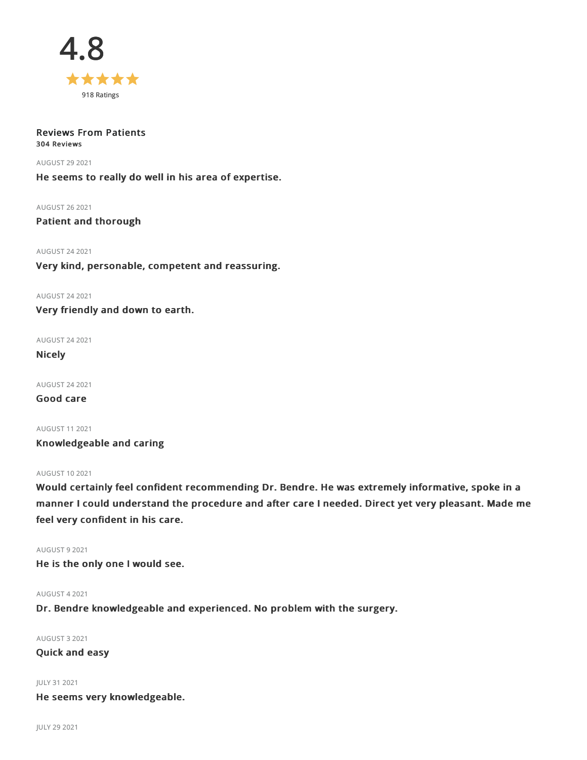# 4.8

★★★★★

918 Ratings

**Reviews From Patients**

**304 Reviews**

AUGUST 29 2021

**He seems to really do well in his area of expertise.**

AUGUST 26 2021

**Patient and thorough**

AUGUST 24 2021

**Very kind, personable, competent and reassuring.**

AUGUST 24 2021

**Very friendly and down to earth.**

AUGUST 24 2021

**Nicely**

AUGUST 24 2021

**Good care**

AUGUST 11 2021

**Knowledgeable and caring**

AUGUST 10 2021

**Would certainly feel confident recommending Dr. Bendre. He was extremely informative, spoke in a manner I could understand the procedure and after care I needed. Direct yet very pleasant. Made me feel very confident in his care.**

AUGUST 9 2021

**He is the only one I would see.**

AUGUST 4 2021

**Dr. Bendre knowledgeable and experienced. No problem with the surgery.**

AUGUST 3 2021

**Quick and easy**

JULY 31 2021

**He seems very knowledgeable.**

JULY 29 2021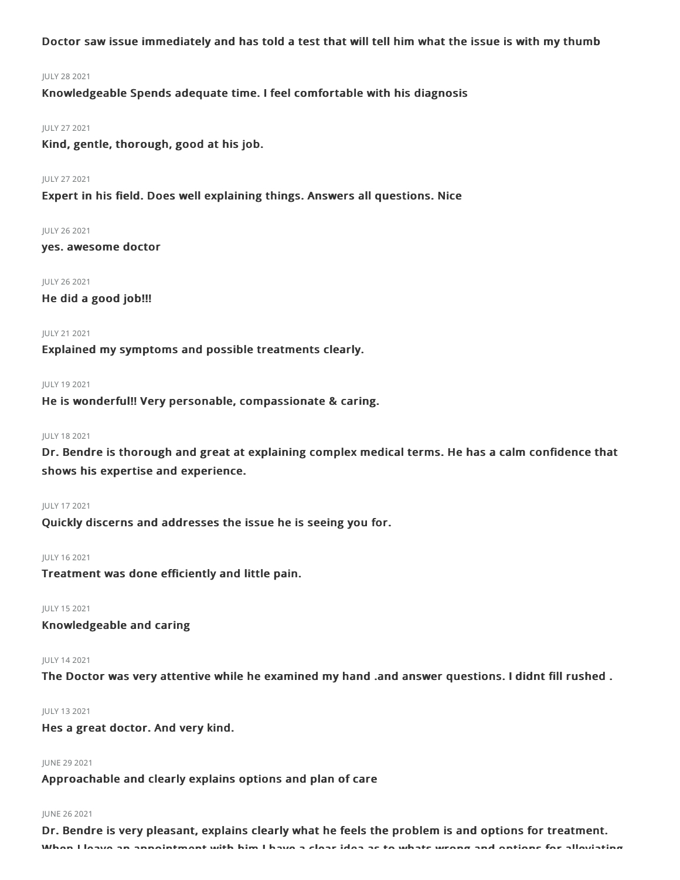**Doctor saw issue immediately and has told a test that will tell him what the issue is with my thumb**

JULY 28 2021

**Knowledgeable Spends adequate time. I feel comfortable with his diagnosis**

JULY 27 2021

**Kind, gentle, thorough, good at his job.**

JULY 27 2021

**Expert in his field. Does well explaining things. Answers all questions. Nice**

JULY 26 2021

**yes. awesome doctor**

JULY 26 2021

**He did a good job!!!**

JULY 21 2021

**Explained my symptoms and possible treatments clearly.**

JULY 19 2021

**He is wonderful!! Very personable, compassionate & caring.**

JULY 18 2021

**Dr. Bendre is thorough and great at explaining complex medical terms. He has a calm confidence that shows his expertise and experience.**

JULY 17 2021

**Quickly discerns and addresses the issue he is seeing you for.**

JULY 16 2021

**Treatment was done efficiently and little pain.**

JULY 15 2021

**Knowledgeable and caring**

JULY 14 2021

**The Doctor was very attentive while he examined my hand .and answer questions. I didnt fill rushed .**

JULY 13 2021

**Hes a great doctor. And very kind.**

JUNE 29 2021

**Approachable and clearly explains options and plan of care**

JUNE 26 2021

**Dr. Bendre is very pleasant, explains clearly what he feels the problem is and options for treatment. When I leave an appointment with him I have a clear idea as to whats wrong and options for alleviating**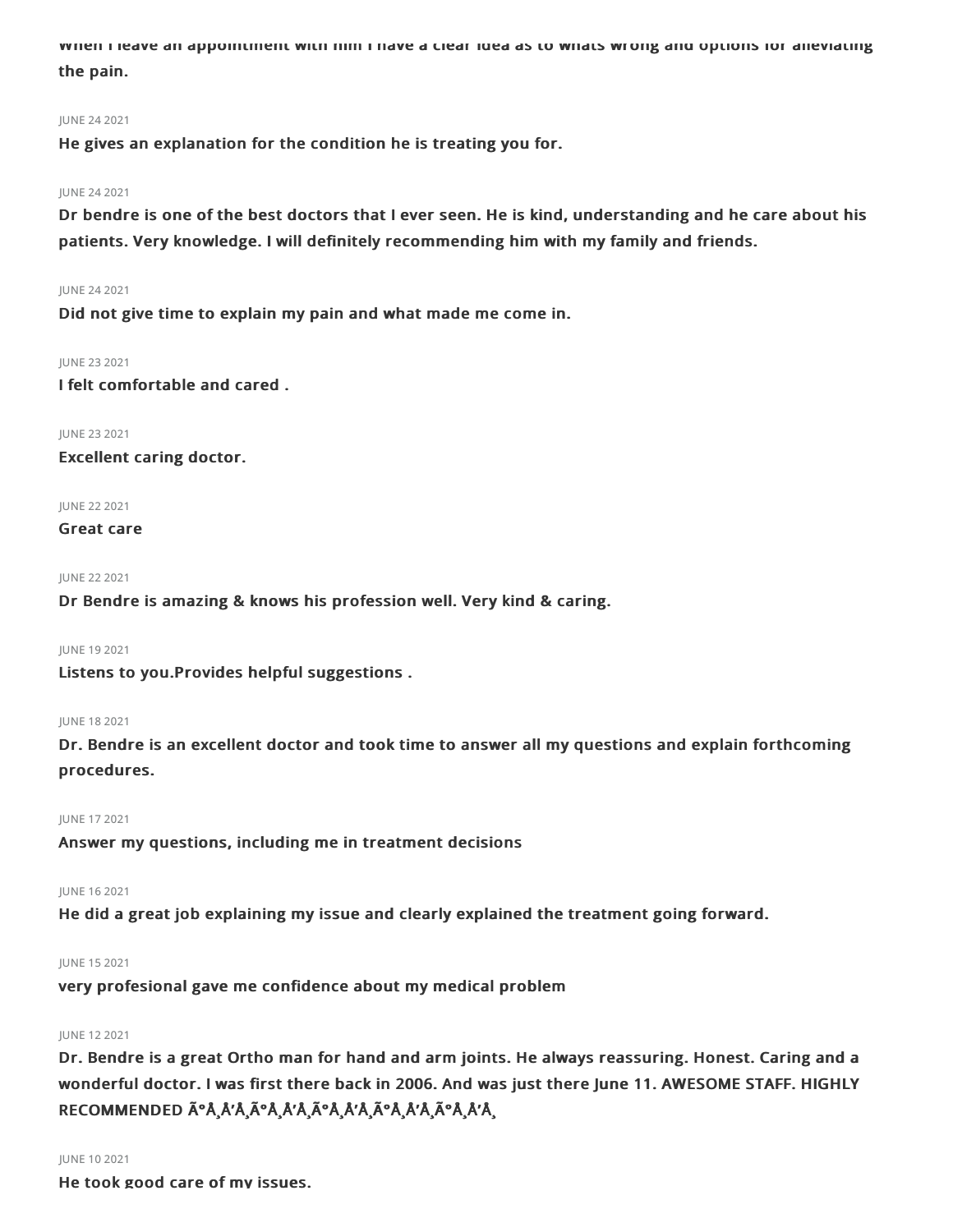When I leave an appointment with him I have a clear idea as to whats wrong and options for alleviating the pain.

JUNE 24 2021

**He gives an explanation for the condition he is treating you for.**

JUNE 24 2021

**Dr bendre is one of the best doctors that I ever seen. He is kind, understanding and he care about his patients. Very knowledge. I will definitely recommending him with my family and friends.**

JUNE 24 2021

**Did not give time to explain my pain and what made me come in.**

JUNE 23 2021

**I felt comfortable and cared .**

JUNE 23 2021

**Excellent caring doctor.**

JUNE 22 2021

**Great care**

JUNE 22 2021

**Dr Bendre is amazing & knows his profession well. Very kind & caring.**

JUNE 19 2021

**Listens to you.Provides helpful suggestions .**

JUNE 18 2021

**Dr. Bendre is an excellent doctor and took time to answer all my questions and explain forthcoming procedures.**

JUNE 17 2021

**Answer my questions, including me in treatment decisions**

JUNE 16 2021

**He did a great job explaining my issue and clearly explained the treatment going forward.**

JUNE 15 2021

**very profesional gave me confidence about my medical problem**

JUNE 12 2021

**Dr. Bendre is a great Ortho man for hand and arm joints. He always reassuring. Honest. Caring and a wonderful doctor. I was first there back in 2006. And was just there June 11. AWESOME STAFF. HIGHLY RECOMMENDED Ã°Å¸Å'Å¸Ã°Å¸Å'Å¸Ã°Å¸Å'Å¸Ã°Å¸Å'Å¸Ã°Å¸Å'Å¸**

JUNE 10 2021

**He took good care of my issues.**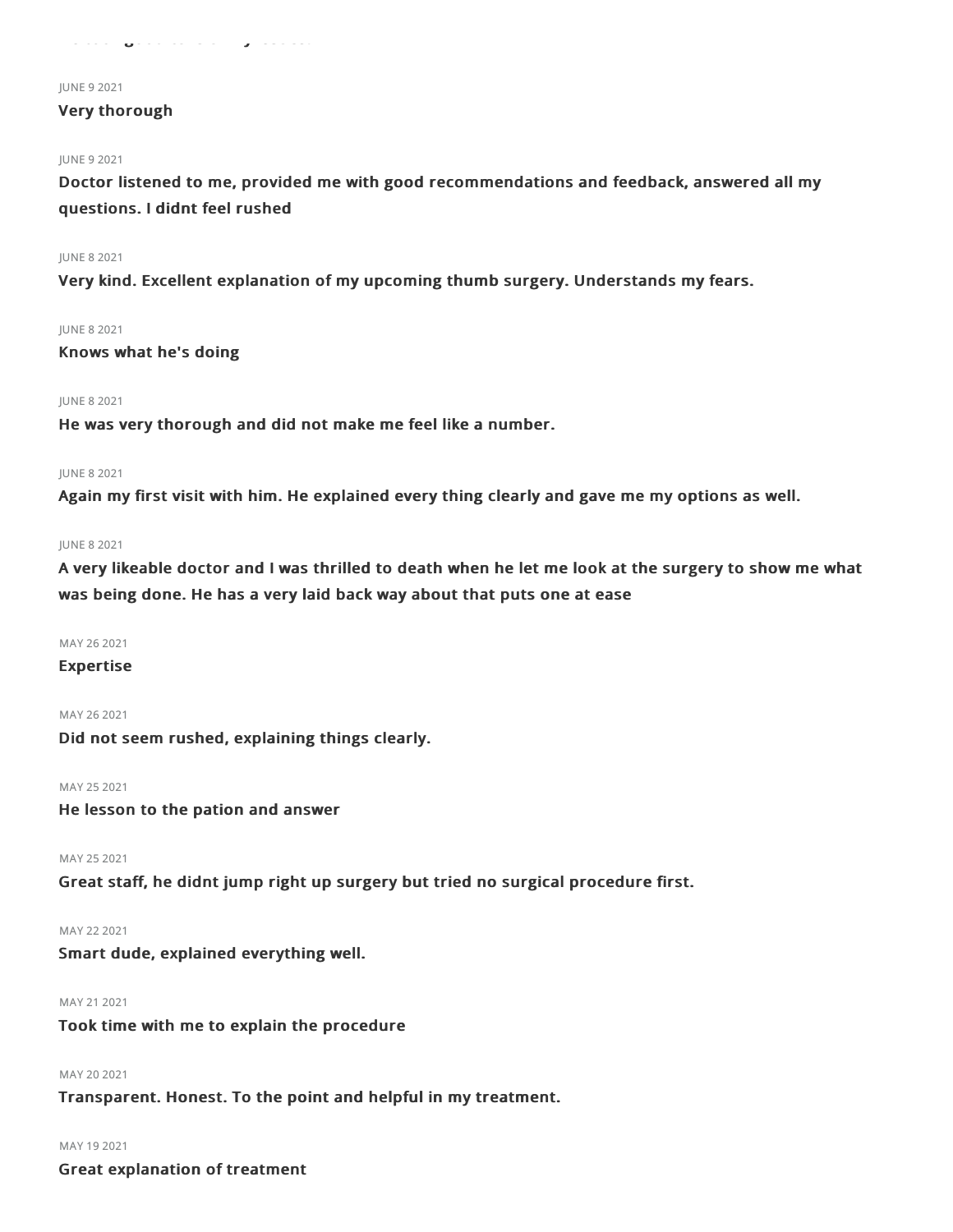JUNE 9 2021

**Very thorough**

JUNE 9 2021

**Doctor listened to me, provided me with good recommendations and feedback, answered all my questions. I didnt feel rushed**

JUNE 8 2021

**Very kind. Excellent explanation of my upcoming thumb surgery. Understands my fears.**

JUNE 8 2021

**Knows what he's doing**

JUNE 8 2021

**He was very thorough and did not make me feel like a number.**

JUNE 8 2021

**Again my first visit with him. He explained every thing clearly and gave me my options as well.**

JUNE 8 2021

**A very likeable doctor and I was thrilled to death when he let me look at the surgery to show me what was being done. He has a very laid back way about that puts one at ease**

MAY 26 2021

**Expertise**

MAY 26 2021

**Did not seem rushed, explaining things clearly.**

MAY 25 2021

**He lesson to the pation and answer**

MAY 25 2021

**Great staff, he didnt jump right up surgery but tried no surgical procedure first.**

MAY 22 2021

**Smart dude, explained everything well.**

MAY 21 2021

**Took time with me to explain the procedure**

MAY 20 2021

**Transparent. Honest. To the point and helpful in my treatment.**

MAY 19 2021

**Great explanation of treatment**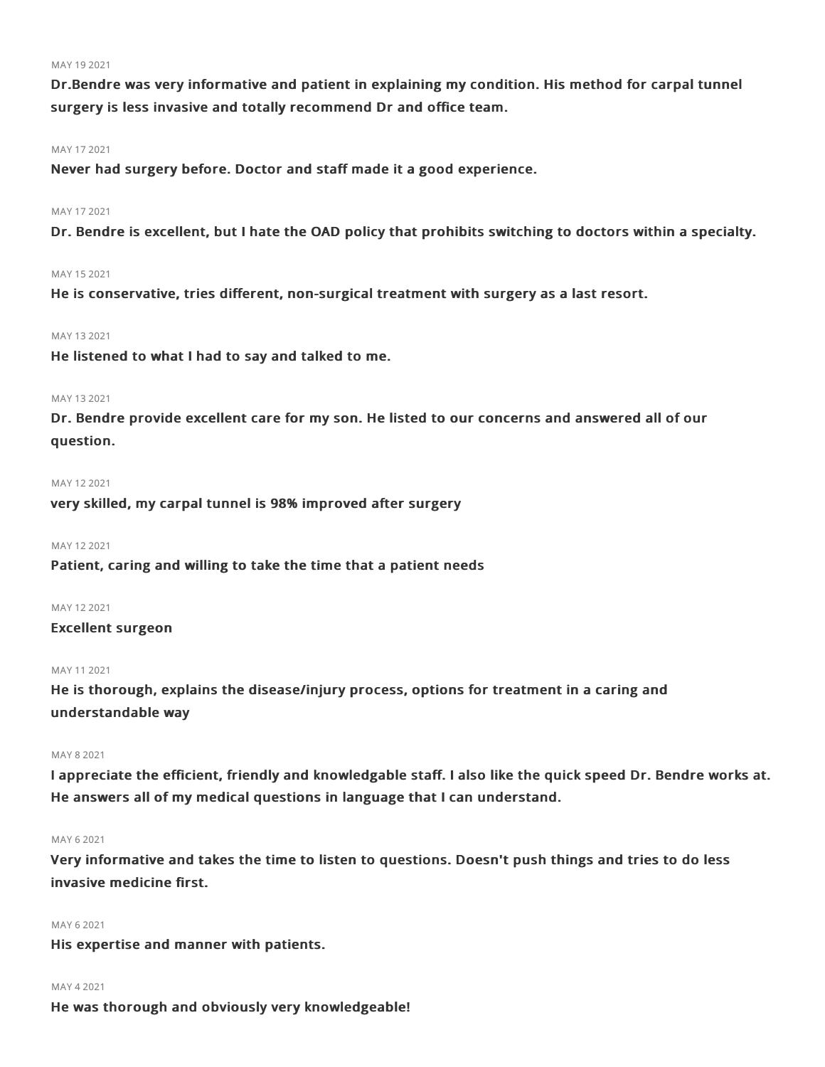MAY 19 2021

**Dr.Bendre was very informative and patient in explaining my condition. His method for carpal tunnel surgery is less invasive and totally recommend Dr and office team.**

MAY 17 2021

**Never had surgery before. Doctor and staff made it a good experience.**

MAY 17 2021

**Dr. Bendre is excellent, but I hate the OAD policy that prohibits switching to doctors within a specialty.**

MAY 15 2021

**He is conservative, tries different, non-surgical treatment with surgery as a last resort.**

MAY 13 2021

**He listened to what I had to say and talked to me.**

MAY 13 2021

**Dr. Bendre provide excellent care for my son. He listed to our concerns and answered all of our question.**

MAY 12 2021

**very skilled, my carpal tunnel is 98% improved after surgery**

MAY 12 2021

**Patient, caring and willing to take the time that a patient needs**

MAY 12 2021

**Excellent surgeon**

MAY 11 2021

**He is thorough, explains the disease/injury process, options for treatment in a caring and understandable way**

MAY 8 2021

**I appreciate the efficient, friendly and knowledgable staff. I also like the quick speed Dr. Bendre works at. He answers all of my medical questions in language that I can understand.**

MAY 6 2021

**Very informative and takes the time to listen to questions. Doesn't push things and tries to do less invasive medicine first.**

MAY 6 2021

**His expertise and manner with patients.**

MAY 4 2021

**He was thorough and obviously very knowledgeable!**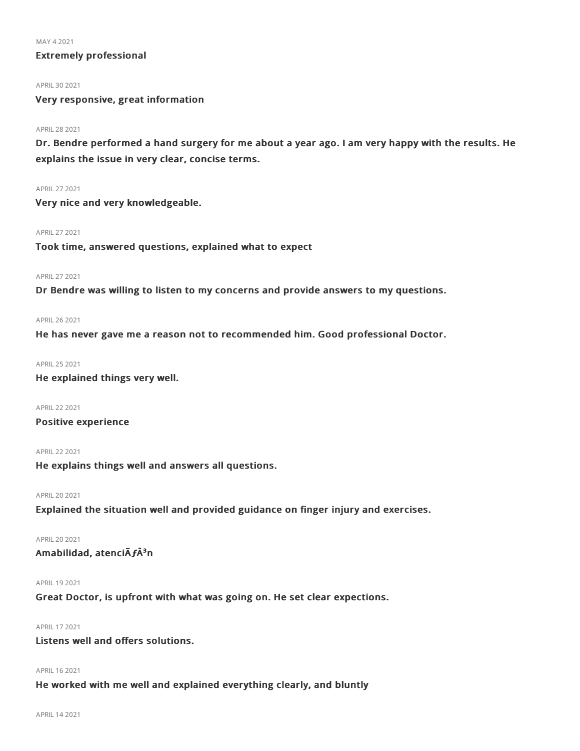MAY 4 2021

**Extremely professional**

APRIL 30 2021

**Very responsive, great information**

APRIL 28 2021

**Dr. Bendre performed a hand surgery for me about a year ago. I am very happy with the results. He explains the issue in very clear, concise terms.**

APRIL 27 2021

**Very nice and very knowledgeable.**

APRIL 27 2021

**Took time, answered questions, explained what to expect**

APRIL 27 2021

**Dr Bendre was willing to listen to my concerns and provide answers to my questions.**

APRIL 26 2021

**He has never gave me a reason not to recommended him. Good professional Doctor.**

APRIL 25 2021

**He explained things very well.**

APRIL 22 2021

**Positive experience**

APRIL 22 2021

**He explains things well and answers all questions.**

APRIL 20 2021

**Explained the situation well and provided guidance on finger injury and exercises.**

APRIL 20 2021

**Amabilidad, atenciÃƒÂ³n**

APRIL 19 2021

**Great Doctor, is upfront with what was going on. He set clear expections.**

APRIL 17 2021

**Listens well and offers solutions.**

APRIL 16 2021

**He worked with me well and explained everything clearly, and bluntly**

APRIL 14 2021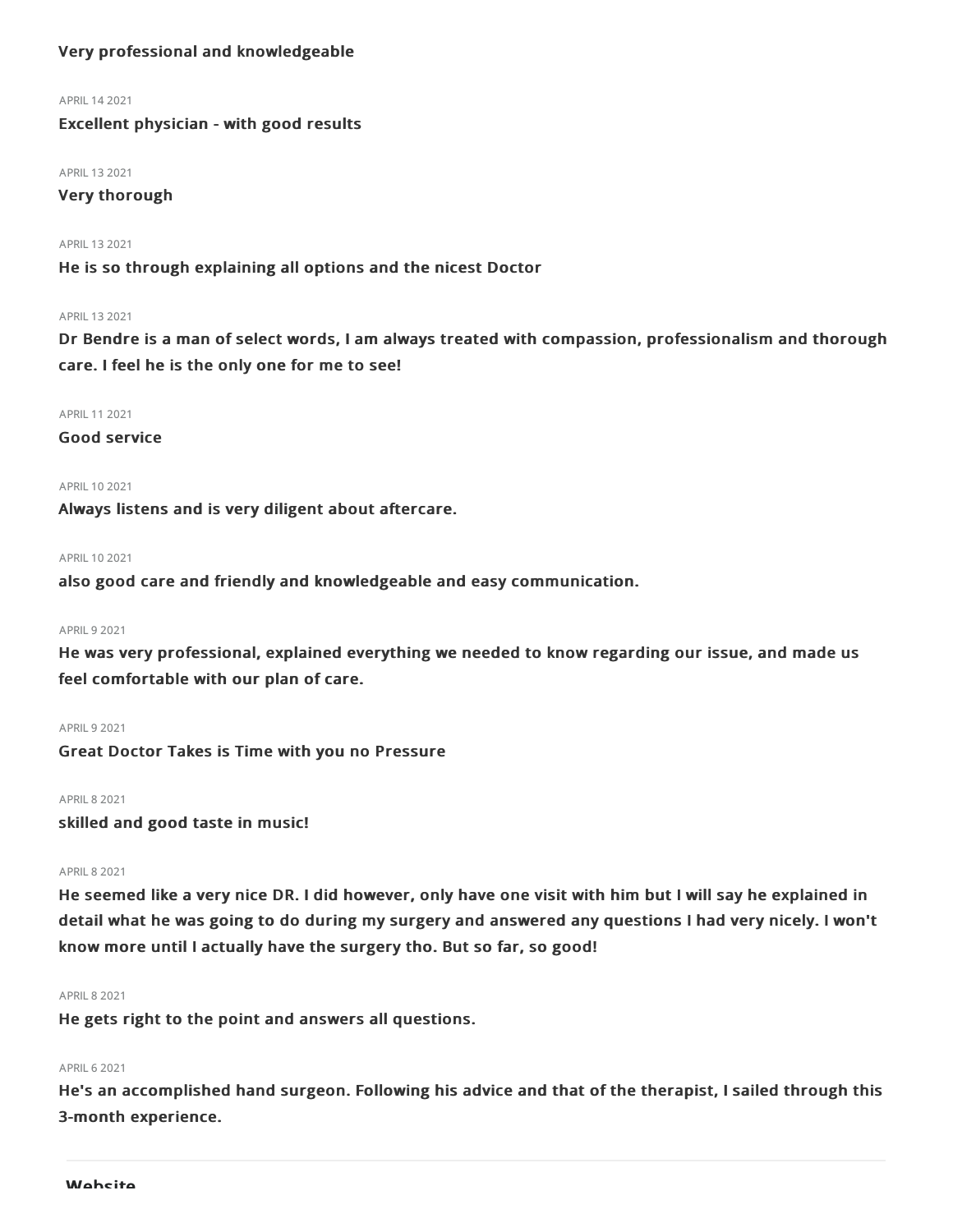**Very professional and knowledgeable**

APRIL 14 2021

**Excellent physician - with good results**

APRIL 13 2021

**Very thorough**

APRIL 13 2021

**He is so through explaining all options and the nicest Doctor**

APRIL 13 2021

**Dr Bendre is a man of select words, I am always treated with compassion, professionalism and thorough care. I feel he is the only one for me to see!**

APRIL 11 2021

**Good service**

APRIL 10 2021

**Always listens and is very diligent about aftercare.**

APRIL 10 2021

**also good care and friendly and knowledgeable and easy communication.**

APRIL 9 2021

**He was very professional, explained everything we needed to know regarding our issue, and made us feel comfortable with our plan of care.**

APRIL 9 2021

**Great Doctor Takes is Time with you no Pressure**

APRIL 8 2021

**skilled and good taste in music!**

APRIL 8 2021

**He seemed like a very nice DR. I did however, only have one visit with him but I will say he explained in detail what he was going to do during my surgery and answered any questions I had very nicely. I won't know more until I actually have the surgery tho. But so far, so good!**

APRIL 8 2021

**He gets right to the point and answers all questions.**

APRIL 6 2021

**He's an accomplished hand surgeon. Following his advice and that of the therapist, I sailed through this 3-month experience.**

---

## Website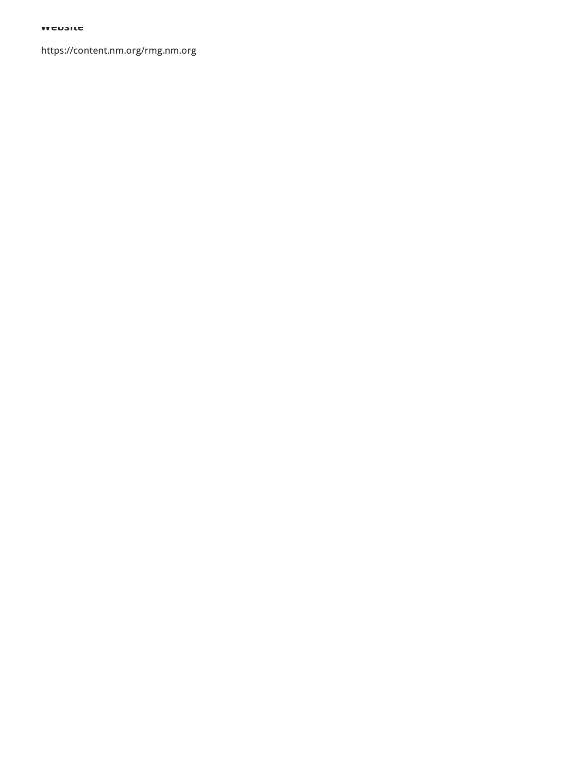**Website**

https://content.nm.org/rmg.nm.org